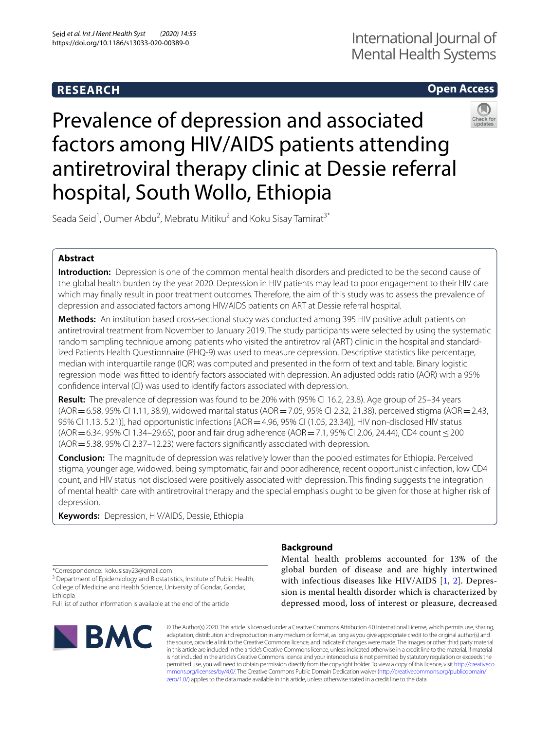# Prevalence of depression and associated factors among HIV/AIDS patients attending antiretroviral therapy clinic at Dessie referral hospital, South Wollo, Ethiopia

Seada Seid[1], Oumer Abdu[2], Mebratu Mitiku[2] and Koku Sisay Tamirat[3*]

## Abstract

**Introduction:** Depression is one of the common mental health disorders and predicted to be the second cause of the global health burden by the year 2020. Depression in HIV patients may lead to poor engagement to their HIV care which may finally result in poor treatment outcomes. Therefore, the aim of this study was to assess the prevalence of depression and associated factors among HIV/AIDS patients on ART at Dessie referral hospital.

**Methods:** An institution based cross-sectional study was conducted among 395 HIV positive adult patients on antiretroviral treatment from November to January 2019. The study participants were selected by using the systematic random sampling technique among patients who visited the antiretroviral (ART) clinic in the hospital and standardized Patients Health Questionnaire (PHQ-9) was used to measure depression. Descriptive statistics like percentage, median with interquartile range (IQR) was computed and presented in the form of text and table. Binary logistic regression model was fitted to identify factors associated with depression. An adjusted odds ratio (AOR) with a 95% confidence interval (CI) was used to identify factors associated with depression.

**Result:** The prevalence of depression was found to be 20% with (95% CI 16.2, 23.8). Age group of 25–34 years (AOR = 6.58, 95% CI 1.11, 38.9), widowed marital status (AOR = 7.05, 95% CI 2.32, 21.38), perceived stigma (AOR = 2.43, 95% CI 1.13, 5.21)], had opportunistic infections [AOR = 4.96, 95% CI (1.05, 23.34)], HIV non-disclosed HIV status (AOR = 6.34, 95% CI 1.34–29.65), poor and fair drug adherence (AOR = 7.1, 95% CI 2.06, 24.44), CD4 count ≤ 200 (AOR = 5.38, 95% CI 2.37–12.23) were factors significantly associated with depression.

**Conclusion:** The magnitude of depression was relatively lower than the pooled estimates for Ethiopia. Perceived stigma, younger age, widowed, being symptomatic, fair and poor adherence, recent opportunistic infection, low CD4 count, and HIV status not disclosed were positively associated with depression. This finding suggests the integration of mental health care with antiretroviral therapy and the special emphasis ought to be given for those at higher risk of depression.

**Keywords:** Depression, HIV/AIDS, Dessie, Ethiopia

## Background

Mental health problems accounted for 13% of the global burden of disease and are highly intertwined with infectious diseases like HIV/AIDS [1, 2]. Depression is mental health disorder which is characterized by depressed mood, loss of interest or pleasure, decreased

*Correspondence: kokusisay23@gmail.com

[3] Department of Epidemiology and Biostatistics, Institute of Public Health, College of Medicine and Health Science, University of Gondar, Gondar, Ethiopia

Full list of author information is available at the end of the article

© The Author(s) 2020. This article is licensed under a Creative Commons Attribution 4.0 International License, which permits use, sharing, adaptation, distribution and reproduction in any medium or format, as long as you give appropriate credit to the original author(s) and the source, provide a link to the Creative Commons licence, and indicate if changes were made. The images or other third party material in this article are included in the article's Creative Commons licence, unless indicated otherwise in a credit line to the material. If material is not included in the article's Creative Commons licence and your intended use is not permitted by statutory regulation or exceeds the permitted use, you will need to obtain permission directly from the copyright holder. To view a copy of this licence, visit http://creativecommons.org/licenses/by/4.0/. The Creative Commons Public Domain Dedication waiver (http://creativecommons.org/publicdomain/zero/1.0/) applies to the data made available in this article, unless otherwise stated in a credit line to the data.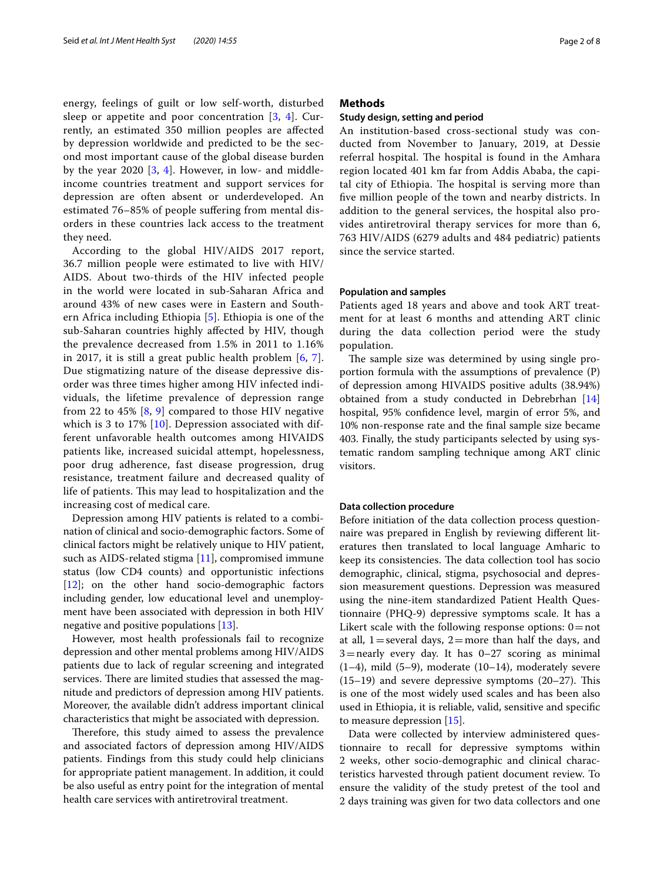energy, feelings of guilt or low self-worth, disturbed sleep or appetite and poor concentration [3, 4]. Currently, an estimated 350 million peoples are affected by depression worldwide and predicted to be the second most important cause of the global disease burden by the year 2020 [3, 4]. However, in low- and middle-income countries treatment and support services for depression are often absent or underdeveloped. An estimated 76–85% of people suffering from mental disorders in these countries lack access to the treatment they need.

According to the global HIV/AIDS 2017 report, 36.7 million people were estimated to live with HIV/AIDS. About two-thirds of the HIV infected people in the world were located in sub-Saharan Africa and around 43% of new cases were in Eastern and Southern Africa including Ethiopia [5]. Ethiopia is one of the sub-Saharan countries highly affected by HIV, though the prevalence decreased from 1.5% in 2011 to 1.16% in 2017, it is still a great public health problem [6, 7]. Due stigmatizing nature of the disease depressive disorder was three times higher among HIV infected individuals, the lifetime prevalence of depression range from 22 to 45% [8, 9] compared to those HIV negative which is 3 to 17% [10]. Depression associated with different unfavorable health outcomes among HIVAIDS patients like, increased suicidal attempt, hopelessness, poor drug adherence, fast disease progression, drug resistance, treatment failure and decreased quality of life of patients. This may lead to hospitalization and the increasing cost of medical care.

Depression among HIV patients is related to a combination of clinical and socio-demographic factors. Some of clinical factors might be relatively unique to HIV patient, such as AIDS-related stigma [11], compromised immune status (low CD4 counts) and opportunistic infections [12]; on the other hand socio-demographic factors including gender, low educational level and unemployment have been associated with depression in both HIV negative and positive populations [13].

However, most health professionals fail to recognize depression and other mental problems among HIV/AIDS patients due to lack of regular screening and integrated services. There are limited studies that assessed the magnitude and predictors of depression among HIV patients. Moreover, the available didn't address important clinical characteristics that might be associated with depression.

Therefore, this study aimed to assess the prevalence and associated factors of depression among HIV/AIDS patients. Findings from this study could help clinicians for appropriate patient management. In addition, it could be also useful as entry point for the integration of mental health care services with antiretroviral treatment.

## Methods

### Study design, setting and period

An institution-based cross-sectional study was conducted from November to January, 2019, at Dessie referral hospital. The hospital is found in the Amhara region located 401 km far from Addis Ababa, the capital city of Ethiopia. The hospital is serving more than five million people of the town and nearby districts. In addition to the general services, the hospital also provides antiretroviral therapy services for more than 6, 763 HIV/AIDS (6279 adults and 484 pediatric) patients since the service started.

### Population and samples

Patients aged 18 years and above and took ART treatment for at least 6 months and attending ART clinic during the data collection period were the study population.

The sample size was determined by using single proportion formula with the assumptions of prevalence (P) of depression among HIVAIDS positive adults (38.94%) obtained from a study conducted in Debrebrhan [14] hospital, 95% confidence level, margin of error 5%, and 10% non-response rate and the final sample size became 403. Finally, the study participants selected by using systematic random sampling technique among ART clinic visitors.

### Data collection procedure

Before initiation of the data collection process questionnaire was prepared in English by reviewing different literatures then translated to local language Amharic to keep its consistencies. The data collection tool has socio demographic, clinical, stigma, psychosocial and depression measurement questions. Depression was measured using the nine-item standardized Patient Health Questionnaire (PHQ-9) depressive symptoms scale. It has a Likert scale with the following response options: 0 = not at all, 1 = several days, 2 = more than half the days, and 3 = nearly every day. It has 0–27 scoring as minimal (1–4), mild (5–9), moderate (10–14), moderately severe (15–19) and severe depressive symptoms (20–27). This is one of the most widely used scales and has been also used in Ethiopia, it is reliable, valid, sensitive and specific to measure depression [15].

Data were collected by interview administered questionnaire to recall for depressive symptoms within 2 weeks, other socio-demographic and clinical characteristics harvested through patient document review. To ensure the validity of the study pretest of the tool and 2 days training was given for two data collectors and one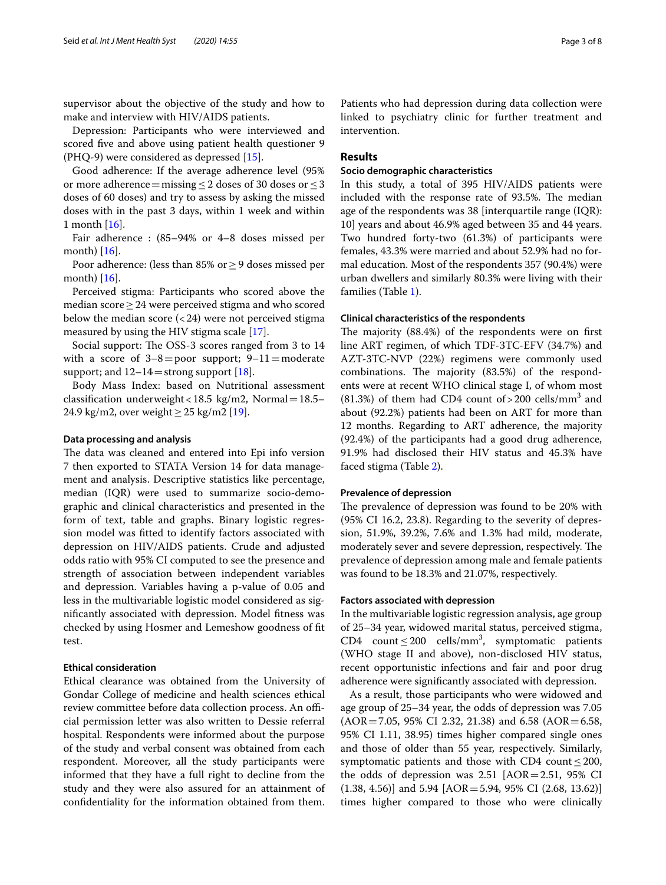supervisor about the objective of the study and how to make and interview with HIV/AIDS patients.

Depression: Participants who were interviewed and scored five and above using patient health questioner 9 (PHQ-9) were considered as depressed [15].

Good adherence: If the average adherence level (95% or more adherence = missing ≤ 2 doses of 30 doses or ≤ 3 doses of 60 doses) and try to assess by asking the missed doses with in the past 3 days, within 1 week and within 1 month [16].

Fair adherence : (85–94% or 4–8 doses missed per month) [16].

Poor adherence: (less than 85% or ≥ 9 doses missed per month) [16].

Perceived stigma: Participants who scored above the median score ≥ 24 were perceived stigma and who scored below the median score (< 24) were not perceived stigma measured by using the HIV stigma scale [17].

Social support: The OSS-3 scores ranged from 3 to 14 with a score of 3–8 = poor support; 9–11 = moderate support; and 12–14 = strong support [18].

Body Mass Index: based on Nutritional assessment classification underweight < 18.5 kg/m2, Normal = 18.5–24.9 kg/m2, over weight ≥ 25 kg/m2 [19].

### Data processing and analysis

The data was cleaned and entered into Epi info version 7 then exported to STATA Version 14 for data management and analysis. Descriptive statistics like percentage, median (IQR) were used to summarize socio-demographic and clinical characteristics and presented in the form of text, table and graphs. Binary logistic regression model was fitted to identify factors associated with depression on HIV/AIDS patients. Crude and adjusted odds ratio with 95% CI computed to see the presence and strength of association between independent variables and depression. Variables having a p-value of 0.05 and less in the multivariable logistic model considered as significantly associated with depression. Model fitness was checked by using Hosmer and Lemeshow goodness of fit test.

### Ethical consideration

Ethical clearance was obtained from the University of Gondar College of medicine and health sciences ethical review committee before data collection process. An official permission letter was also written to Dessie referral hospital. Respondents were informed about the purpose of the study and verbal consent was obtained from each respondent. Moreover, all the study participants were informed that they have a full right to decline from the study and they were also assured for an attainment of confidentiality for the information obtained from them. Patients who had depression during data collection were linked to psychiatry clinic for further treatment and intervention.

## Results

### Socio demographic characteristics

In this study, a total of 395 HIV/AIDS patients were included with the response rate of 93.5%. The median age of the respondents was 38 [interquartile range (IQR): 10] years and about 46.9% aged between 35 and 44 years. Two hundred forty-two (61.3%) of participants were females, 43.3% were married and about 52.9% had no formal education. Most of the respondents 357 (90.4%) were urban dwellers and similarly 80.3% were living with their families (Table 1).

### Clinical characteristics of the respondents

The majority (88.4%) of the respondents were on first line ART regimen, of which TDF-3TC-EFV (34.7%) and AZT-3TC-NVP (22%) regimens were commonly used combinations. The majority (83.5%) of the respondents were at recent WHO clinical stage I, of whom most (81.3%) of them had CD4 count of > 200 cells/mm$^3$ and about (92.2%) patients had been on ART for more than 12 months. Regarding to ART adherence, the majority (92.4%) of the participants had a good drug adherence, 91.9% had disclosed their HIV status and 45.3% have faced stigma (Table 2).

### Prevalence of depression

The prevalence of depression was found to be 20% with (95% CI 16.2, 23.8). Regarding to the severity of depression, 51.9%, 39.2%, 7.6% and 1.3% had mild, moderate, moderately sever and severe depression, respectively. The prevalence of depression among male and female patients was found to be 18.3% and 21.07%, respectively.

### Factors associated with depression

In the multivariable logistic regression analysis, age group of 25–34 year, widowed marital status, perceived stigma, CD4 count ≤ 200 cells/mm$^3$, symptomatic patients (WHO stage II and above), non-disclosed HIV status, recent opportunistic infections and fair and poor drug adherence were significantly associated with depression.

As a result, those participants who were widowed and age group of 25–34 year, the odds of depression was 7.05 (AOR = 7.05, 95% CI 2.32, 21.38) and 6.58 (AOR = 6.58, 95% CI 1.11, 38.95) times higher compared single ones and those of older than 55 year, respectively. Similarly, symptomatic patients and those with CD4 count ≤ 200, the odds of depression was 2.51 [AOR = 2.51, 95% CI (1.38, 4.56)] and 5.94 [AOR = 5.94, 95% CI (2.68, 13.62)] times higher compared to those who were clinically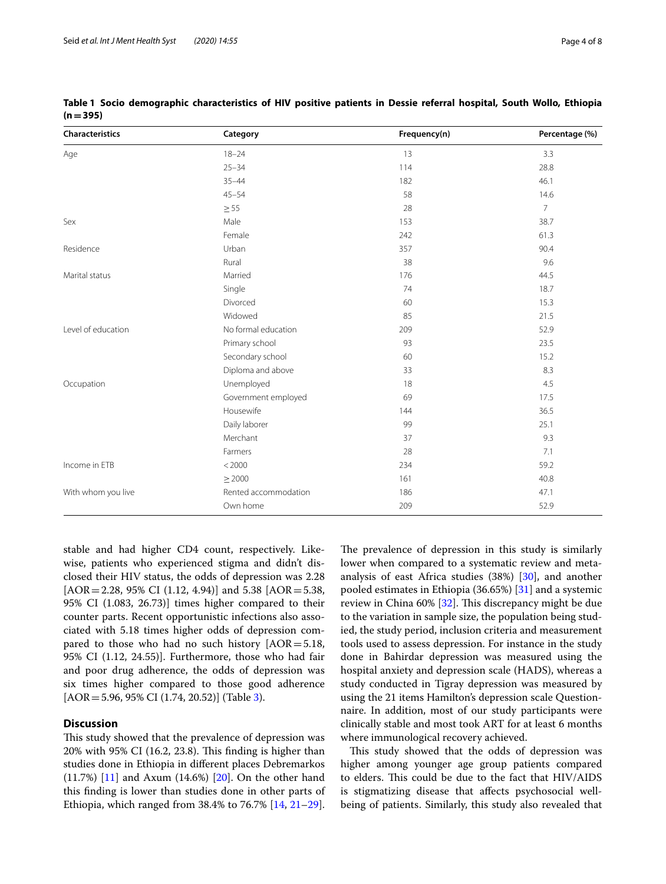**Table 1 Socio demographic characteristics of HIV positive patients in Dessie referral hospital, South Wollo, Ethiopia (n = 395)**

| Characteristics | Category | Frequency(n) | Percentage (%) |
|---|---|---|---|
| Age | 18–24 | 13 | 3.3 |
| | 25–34 | 114 | 28.8 |
| | 35–44 | 182 | 46.1 |
| | 45–54 | 58 | 14.6 |
| | ≥ 55 | 28 | 7 |
| Sex | Male | 153 | 38.7 |
| | Female | 242 | 61.3 |
| Residence | Urban | 357 | 90.4 |
| | Rural | 38 | 9.6 |
| Marital status | Married | 176 | 44.5 |
| | Single | 74 | 18.7 |
| | Divorced | 60 | 15.3 |
| | Widowed | 85 | 21.5 |
| Level of education | No formal education | 209 | 52.9 |
| | Primary school | 93 | 23.5 |
| | Secondary school | 60 | 15.2 |
| | Diploma and above | 33 | 8.3 |
| Occupation | Unemployed | 18 | 4.5 |
| | Government employed | 69 | 17.5 |
| | Housewife | 144 | 36.5 |
| | Daily laborer | 99 | 25.1 |
| | Merchant | 37 | 9.3 |
| | Farmers | 28 | 7.1 |
| Income in ETB | < 2000 | 234 | 59.2 |
| | ≥ 2000 | 161 | 40.8 |
| With whom you live | Rented accommodation | 186 | 47.1 |
| | Own home | 209 | 52.9 |

stable and had higher CD4 count, respectively. Likewise, patients who experienced stigma and didn't disclosed their HIV status, the odds of depression was 2.28 [AOR = 2.28, 95% CI (1.12, 4.94)] and 5.38 [AOR = 5.38, 95% CI (1.083, 26.73)] times higher compared to their counter parts. Recent opportunistic infections also associated with 5.18 times higher odds of depression compared to those who had no such history [AOR = 5.18, 95% CI (1.12, 24.55)]. Furthermore, those who had fair and poor drug adherence, the odds of depression was six times higher compared to those good adherence [AOR = 5.96, 95% CI (1.74, 20.52)] (Table 3).

## Discussion

This study showed that the prevalence of depression was 20% with 95% CI (16.2, 23.8). This finding is higher than studies done in Ethiopia in different places Debremarkos (11.7%) [11] and Axum (14.6%) [20]. On the other hand this finding is lower than studies done in other parts of Ethiopia, which ranged from 38.4% to 76.7% [14, 21–29]. The prevalence of depression in this study is similarly lower when compared to a systematic review and meta-analysis of east Africa studies (38%) [30], and another pooled estimates in Ethiopia (36.65%) [31] and a systemic review in China 60% [32]. This discrepancy might be due to the variation in sample size, the population being studied, the study period, inclusion criteria and measurement tools used to assess depression. For instance in the study done in Bahirdar depression was measured using the hospital anxiety and depression scale (HADS), whereas a study conducted in Tigray depression was measured by using the 21 items Hamilton's depression scale Questionnaire. In addition, most of our study participants were clinically stable and most took ART for at least 6 months where immunological recovery achieved.

This study showed that the odds of depression was higher among younger age group patients compared to elders. This could be due to the fact that HIV/AIDS is stigmatizing disease that affects psychosocial wellbeing of patients. Similarly, this study also revealed that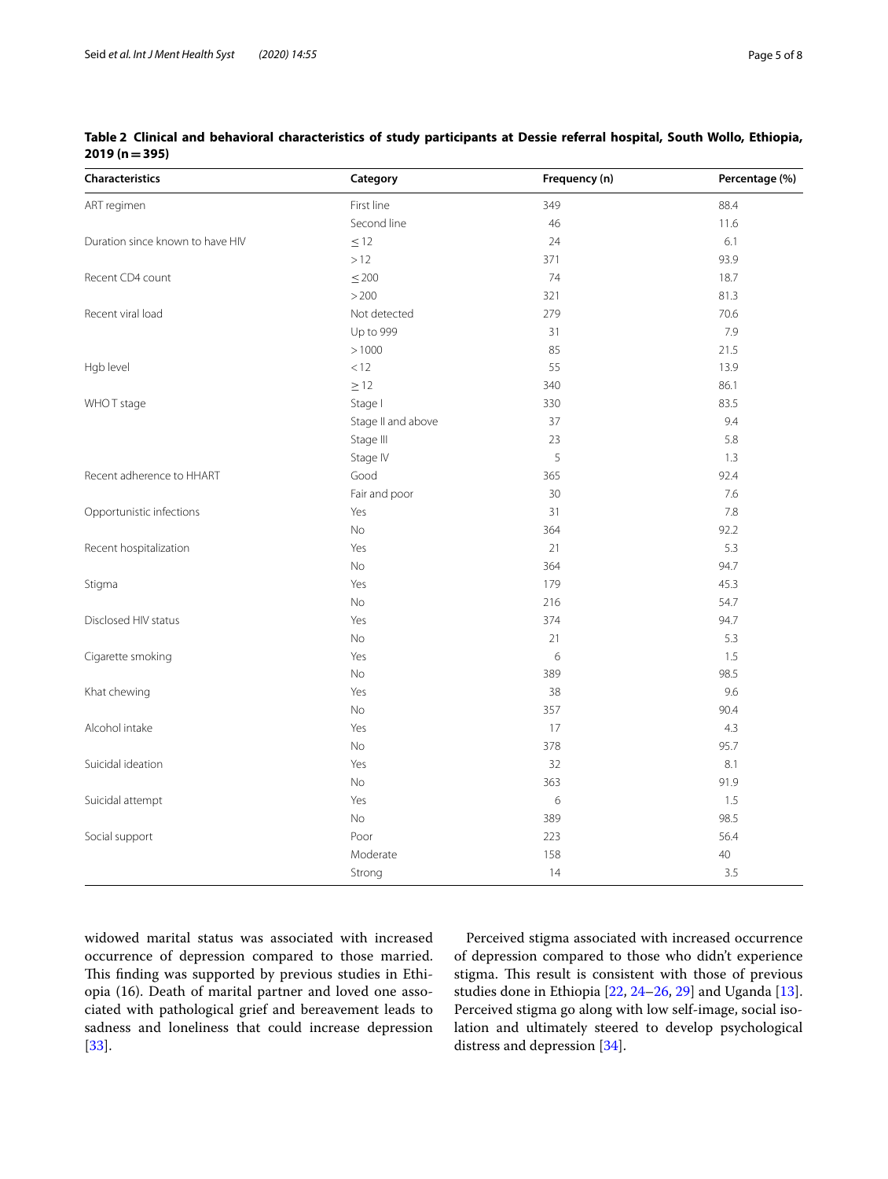**Table 2 Clinical and behavioral characteristics of study participants at Dessie referral hospital, South Wollo, Ethiopia, 2019 (n = 395)**

| Characteristics | Category | Frequency (n) | Percentage (%) |
|---|---|---|---|
| ART regimen | First line | 349 | 88.4 |
| | Second line | 46 | 11.6 |
| Duration since known to have HIV | ≤ 12 | 24 | 6.1 |
| | > 12 | 371 | 93.9 |
| Recent CD4 count | ≤ 200 | 74 | 18.7 |
| | > 200 | 321 | 81.3 |
| Recent viral load | Not detected | 279 | 70.6 |
| | Up to 999 | 31 | 7.9 |
| | > 1000 | 85 | 21.5 |
| Hgb level | < 12 | 55 | 13.9 |
| | ≥ 12 | 340 | 86.1 |
| WHO T stage | Stage I | 330 | 83.5 |
| | Stage II and above | 37 | 9.4 |
| | Stage III | 23 | 5.8 |
| | Stage IV | 5 | 1.3 |
| Recent adherence to HHART | Good | 365 | 92.4 |
| | Fair and poor | 30 | 7.6 |
| Opportunistic infections | Yes | 31 | 7.8 |
| | No | 364 | 92.2 |
| Recent hospitalization | Yes | 21 | 5.3 |
| | No | 364 | 94.7 |
| Stigma | Yes | 179 | 45.3 |
| | No | 216 | 54.7 |
| Disclosed HIV status | Yes | 374 | 94.7 |
| | No | 21 | 5.3 |
| Cigarette smoking | Yes | 6 | 1.5 |
| | No | 389 | 98.5 |
| Khat chewing | Yes | 38 | 9.6 |
| | No | 357 | 90.4 |
| Alcohol intake | Yes | 17 | 4.3 |
| | No | 378 | 95.7 |
| Suicidal ideation | Yes | 32 | 8.1 |
| | No | 363 | 91.9 |
| Suicidal attempt | Yes | 6 | 1.5 |
| | No | 389 | 98.5 |
| Social support | Poor | 223 | 56.4 |
| | Moderate | 158 | 40 |
| | Strong | 14 | 3.5 |

widowed marital status was associated with increased occurrence of depression compared to those married. This finding was supported by previous studies in Ethiopia (16). Death of marital partner and loved one associated with pathological grief and bereavement leads to sadness and loneliness that could increase depression [33].

Perceived stigma associated with increased occurrence of depression compared to those who didn't experience stigma. This result is consistent with those of previous studies done in Ethiopia [22, 24–26, 29] and Uganda [13]. Perceived stigma go along with low self-image, social isolation and ultimately steered to develop psychological distress and depression [34].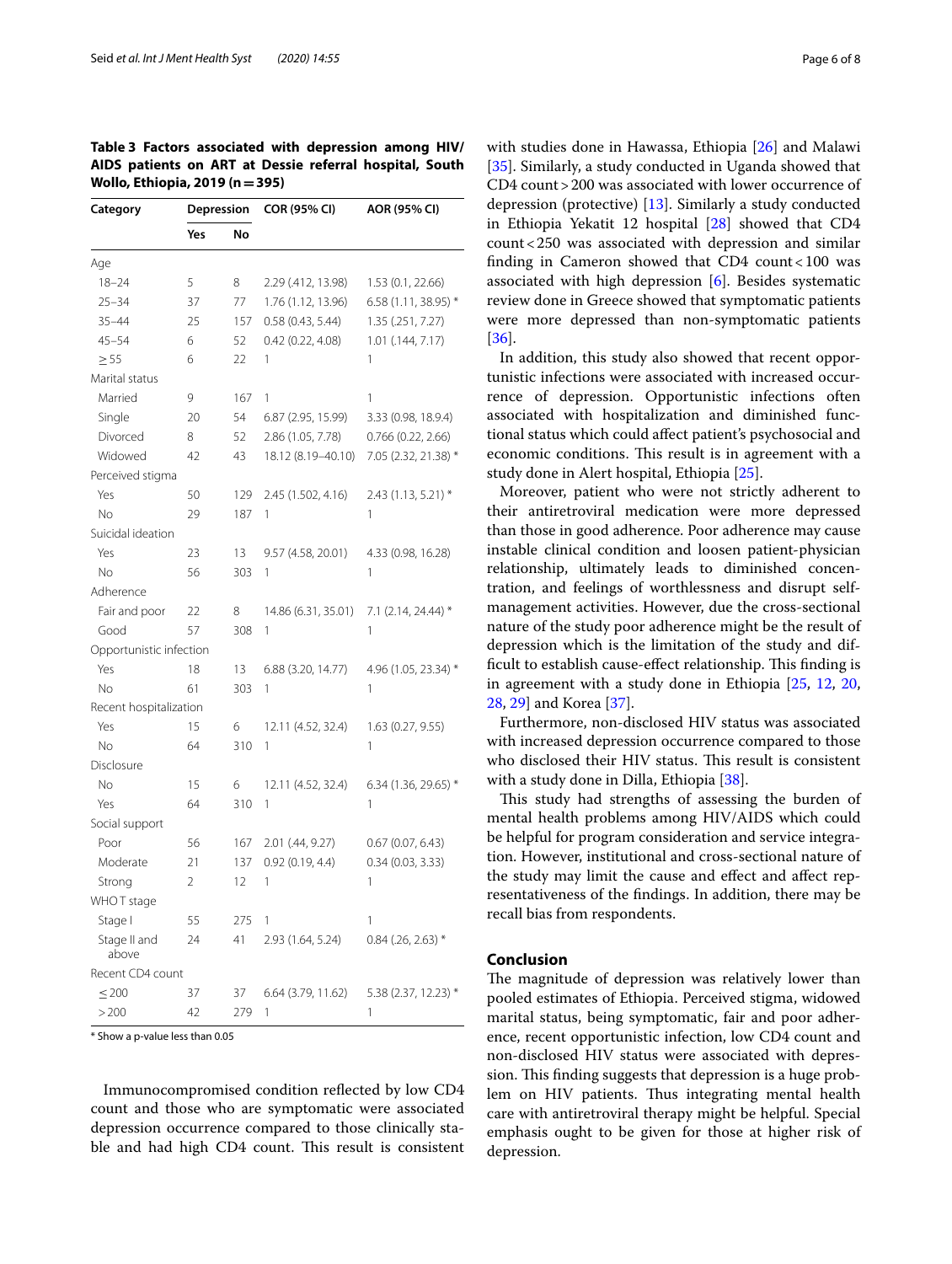**Table 3 Factors associated with depression among HIV/AIDS patients on ART at Dessie referral hospital, South Wollo, Ethiopia, 2019 (n = 395)**

| Category | Depression | | COR (95% CI) | AOR (95% CI) |
|---|---|---|---|---|
| | Yes | No | | |
| Age | | | | |
| 18–24 | 5 | 8 | 2.29 (.412, 13.98) | 1.53 (0.1, 22.66) |
| 25–34 | 37 | 77 | 1.76 (1.12, 13.96) | 6.58 (1.11, 38.95) * |
| 35–44 | 25 | 157 | 0.58 (0.43, 5.44) | 1.35 (.251, 7.27) |
| 45–54 | 6 | 52 | 0.42 (0.22, 4.08) | 1.01 (.144, 7.17) |
| ≥ 55 | 6 | 22 | 1 | 1 |
| Marital status | | | | |
| Married | 9 | 167 | 1 | 1 |
| Single | 20 | 54 | 6.87 (2.95, 15.99) | 3.33 (0.98, 18.9.4) |
| Divorced | 8 | 52 | 2.86 (1.05, 7.78) | 0.766 (0.22, 2.66) |
| Widowed | 42 | 43 | 18.12 (8.19–40.10) | 7.05 (2.32, 21.38) * |
| Perceived stigma | | | | |
| Yes | 50 | 129 | 2.45 (1.502, 4.16) | 2.43 (1.13, 5.21) * |
| No | 29 | 187 | 1 | 1 |
| Suicidal ideation | | | | |
| Yes | 23 | 13 | 9.57 (4.58, 20.01) | 4.33 (0.98, 16.28) |
| No | 56 | 303 | 1 | 1 |
| Adherence | | | | |
| Fair and poor | 22 | 8 | 14.86 (6.31, 35.01) | 7.1 (2.14, 24.44) * |
| Good | 57 | 308 | 1 | 1 |
| Opportunistic infection | | | | |
| Yes | 18 | 13 | 6.88 (3.20, 14.77) | 4.96 (1.05, 23.34) * |
| No | 61 | 303 | 1 | 1 |
| Recent hospitalization | | | | |
| Yes | 15 | 6 | 12.11 (4.52, 32.4) | 1.63 (0.27, 9.55) |
| No | 64 | 310 | 1 | 1 |
| Disclosure | | | | |
| No | 15 | 6 | 12.11 (4.52, 32.4) | 6.34 (1.36, 29.65) * |
| Yes | 64 | 310 | 1 | 1 |
| Social support | | | | |
| Poor | 56 | 167 | 2.01 (.44, 9.27) | 0.67 (0.07, 6.43) |
| Moderate | 21 | 137 | 0.92 (0.19, 4.4) | 0.34 (0.03, 3.33) |
| Strong | 2 | 12 | 1 | 1 |
| WHO T stage | | | | |
| Stage I | 55 | 275 | 1 | 1 |
| Stage II and above | 24 | 41 | 2.93 (1.64, 5.24) | 0.84 (.26, 2.63) * |
| Recent CD4 count | | | | |
| ≤ 200 | 37 | 37 | 6.64 (3.79, 11.62) | 5.38 (2.37, 12.23) * |
| > 200 | 42 | 279 | 1 | 1 |

* Show a p-value less than 0.05

Immunocompromised condition reflected by low CD4 count and those who are symptomatic were associated depression occurrence compared to those clinically stable and had high CD4 count. This result is consistent with studies done in Hawassa, Ethiopia [26] and Malawi [35]. Similarly, a study conducted in Uganda showed that CD4 count > 200 was associated with lower occurrence of depression (protective) [13]. Similarly a study conducted in Ethiopia Yekatit 12 hospital [28] showed that CD4 count < 250 was associated with depression and similar finding in Cameron showed that CD4 count < 100 was associated with high depression [6]. Besides systematic review done in Greece showed that symptomatic patients were more depressed than non-symptomatic patients [36].

In addition, this study also showed that recent opportunistic infections were associated with increased occurrence of depression. Opportunistic infections often associated with hospitalization and diminished functional status which could affect patient's psychosocial and economic conditions. This result is in agreement with a study done in Alert hospital, Ethiopia [25].

Moreover, patient who were not strictly adherent to their antiretroviral medication were more depressed than those in good adherence. Poor adherence may cause instable clinical condition and loosen patient-physician relationship, ultimately leads to diminished concentration, and feelings of worthlessness and disrupt self-management activities. However, due the cross-sectional nature of the study poor adherence might be the result of depression which is the limitation of the study and difficult to establish cause-effect relationship. This finding is in agreement with a study done in Ethiopia [25, 12, 20, 28, 29] and Korea [37].

Furthermore, non-disclosed HIV status was associated with increased depression occurrence compared to those who disclosed their HIV status. This result is consistent with a study done in Dilla, Ethiopia [38].

This study had strengths of assessing the burden of mental health problems among HIV/AIDS which could be helpful for program consideration and service integration. However, institutional and cross-sectional nature of the study may limit the cause and effect and affect representativeness of the findings. In addition, there may be recall bias from respondents.

## Conclusion

The magnitude of depression was relatively lower than pooled estimates of Ethiopia. Perceived stigma, widowed marital status, being symptomatic, fair and poor adherence, recent opportunistic infection, low CD4 count and non-disclosed HIV status were associated with depression. This finding suggests that depression is a huge problem on HIV patients. Thus integrating mental health care with antiretroviral therapy might be helpful. Special emphasis ought to be given for those at higher risk of depression.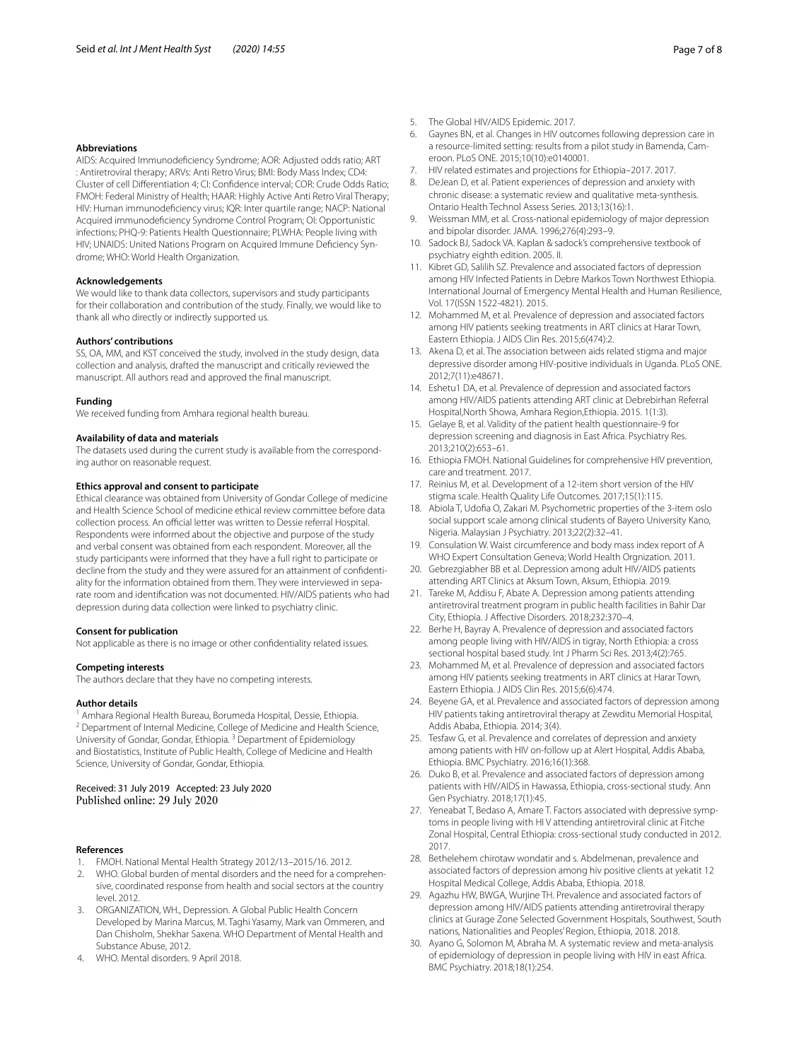#### Abbreviations

AIDS: Acquired Immunodeficiency Syndrome; AOR: Adjusted odds ratio; ART : Antiretroviral therapy; ARVs: Anti Retro Virus; BMI: Body Mass Index; CD4: Cluster of cell Differentiation 4; CI: Confidence interval; COR: Crude Odds Ratio; FMOH: Federal Ministry of Health; HAAR: Highly Active Anti Retro Viral Therapy; HIV: Human immunodeficiency virus; IQR: Inter quartile range; NACP: National Acquired immunodeficiency Syndrome Control Program; OI: Opportunistic infections; PHQ-9: Patients Health Questionnaire; PLWHA: People living with HIV; UNAIDS: United Nations Program on Acquired Immune Deficiency Syndrome; WHO: World Health Organization.

#### Acknowledgements

We would like to thank data collectors, supervisors and study participants for their collaboration and contribution of the study. Finally, we would like to thank all who directly or indirectly supported us.

#### Authors' contributions

SS, OA, MM, and KST conceived the study, involved in the study design, data collection and analysis, drafted the manuscript and critically reviewed the manuscript. All authors read and approved the final manuscript.

#### Funding

We received funding from Amhara regional health bureau.

#### Availability of data and materials

The datasets used during the current study is available from the corresponding author on reasonable request.

#### Ethics approval and consent to participate

Ethical clearance was obtained from University of Gondar College of medicine and Health Science School of medicine ethical review committee before data collection process. An official letter was written to Dessie referral Hospital. Respondents were informed about the objective and purpose of the study and verbal consent was obtained from each respondent. Moreover, all the study participants were informed that they have a full right to participate or decline from the study and they were assured for an attainment of confidentiality for the information obtained from them. They were interviewed in separate room and identification was not documented. HIV/AIDS patients who had depression during data collection were linked to psychiatry clinic.

#### Consent for publication

Not applicable as there is no image or other confidentiality related issues.

#### Competing interests

The authors declare that they have no competing interests.

#### Author details

[1] Amhara Regional Health Bureau, Borumeda Hospital, Dessie, Ethiopia. [2] Department of Internal Medicine, College of Medicine and Health Science, University of Gondar, Gondar, Ethiopia. [3] Department of Epidemiology and Biostatistics, Institute of Public Health, College of Medicine and Health Science, University of Gondar, Gondar, Ethiopia.

Received: 31 July 2019 Accepted: 23 July 2020
Published online: 29 July 2020

#### References

1. FMOH. National Mental Health Strategy 2012/13–2015/16. 2012.
2. WHO. Global burden of mental disorders and the need for a comprehensive, coordinated response from health and social sectors at the country level. 2012.
3. ORGANIZATION, WH., Depression. A Global Public Health Concern Developed by Marina Marcus, M. Taghi Yasamy, Mark van Ommeren, and Dan Chisholm, Shekhar Saxena. WHO Department of Mental Health and Substance Abuse, 2012.
4. WHO. Mental disorders. 9 April 2018.
5. The Global HIV/AIDS Epidemic. 2017.
6. Gaynes BN, et al. Changes in HIV outcomes following depression care in a resource-limited setting: results from a pilot study in Bamenda, Cameroon. PLoS ONE. 2015;10(10):e0140001.
7. HIV related estimates and projections for Ethiopia–2017. 2017.
8. DeJean D, et al. Patient experiences of depression and anxiety with chronic disease: a systematic review and qualitative meta-synthesis. Ontario Health Technol Assess Series. 2013;13(16):1.
9. Weissman MM, et al. Cross-national epidemiology of major depression and bipolar disorder. JAMA. 1996;276(4):293–9.
10. Sadock BJ, Sadock VA. Kaplan & sadock's comprehensive textbook of psychiatry eighth edition. 2005. II.
11. Kibret GD, Salilih SZ. Prevalence and associated factors of depression among HIV Infected Patients in Debre Markos Town Northwest Ethiopia. International Journal of Emergency Mental Health and Human Resilience, Vol. 17(ISSN 1522-4821). 2015.
12. Mohammed M, et al. Prevalence of depression and associated factors among HIV patients seeking treatments in ART clinics at Harar Town, Eastern Ethiopia. J AIDS Clin Res. 2015;6(474):2.
13. Akena D, et al. The association between aids related stigma and major depressive disorder among HIV-positive individuals in Uganda. PLoS ONE. 2012;7(11):e48671.
14. Eshetu1 DA, et al. Prevalence of depression and associated factors among HIV/AIDS patients attending ART clinic at Debrebirhan Referral Hospital,North Showa, Amhara Region,Ethiopia. 2015. 1(1:3).
15. Gelaye B, et al. Validity of the patient health questionnaire-9 for depression screening and diagnosis in East Africa. Psychiatry Res. 2013;210(2):653–61.
16. Ethiopia FMOH. National Guidelines for comprehensive HIV prevention, care and treatment. 2017.
17. Reinius M, et al. Development of a 12-item short version of the HIV stigma scale. Health Quality Life Outcomes. 2017;15(1):115.
18. Abiola T, Udofia O, Zakari M. Psychometric properties of the 3-item oslo social support scale among clinical students of Bayero University Kano, Nigeria. Malaysian J Psychiatry. 2013;22(2):32–41.
19. Consulation W. Waist circumference and body mass index report of A WHO Expert Consultation Geneva; World Health Orgnization. 2011.
20. Gebrezgiabher BB et al. Depression among adult HIV/AIDS patients attending ART Clinics at Aksum Town, Aksum, Ethiopia. 2019.
21. Tareke M, Addisu F, Abate A. Depression among patients attending antiretroviral treatment program in public health facilities in Bahir Dar City, Ethiopia. J Affective Disorders. 2018;232:370–4.
22. Berhe H, Bayray A. Prevalence of depression and associated factors among people living with HIV/AIDS in tigray, North Ethiopia: a cross sectional hospital based study. Int J Pharm Sci Res. 2013;4(2):765.
23. Mohammed M, et al. Prevalence of depression and associated factors among HIV patients seeking treatments in ART clinics at Harar Town, Eastern Ethiopia. J AIDS Clin Res. 2015;6(6):474.
24. Beyene GA, et al. Prevalence and associated factors of depression among HIV patients taking antiretroviral therapy at Zewditu Memorial Hospital, Addis Ababa, Ethiopia. 2014; 3(4).
25. Tesfaw G, et al. Prevalence and correlates of depression and anxiety among patients with HIV on-follow up at Alert Hospital, Addis Ababa, Ethiopia. BMC Psychiatry. 2016;16(1):368.
26. Duko B, et al. Prevalence and associated factors of depression among patients with HIV/AIDS in Hawassa, Ethiopia, cross-sectional study. Ann Gen Psychiatry. 2018;17(1):45.
27. Yeneabat T, Bedaso A, Amare T. Factors associated with depressive symptoms in people living with HI V attending antiretroviral clinic at Fitche Zonal Hospital, Central Ethiopia: cross-sectional study conducted in 2012. 2017.
28. Bethelehem chirotaw wondatir and s. Abdelmenan, prevalence and associated factors of depression among hiv positive clients at yekatit 12 Hospital Medical College, Addis Ababa, Ethiopia. 2018.
29. Agazhu HW, BWGA, Wurjine TH. Prevalence and associated factors of depression among HIV/AIDS patients attending antiretroviral therapy clinics at Gurage Zone Selected Government Hospitals, Southwest, South nations, Nationalities and Peoples' Region, Ethiopia, 2018. 2018.
30. Ayano G, Solomon M, Abraha M. A systematic review and meta-analysis of epidemiology of depression in people living with HIV in east Africa. BMC Psychiatry. 2018;18(1):254.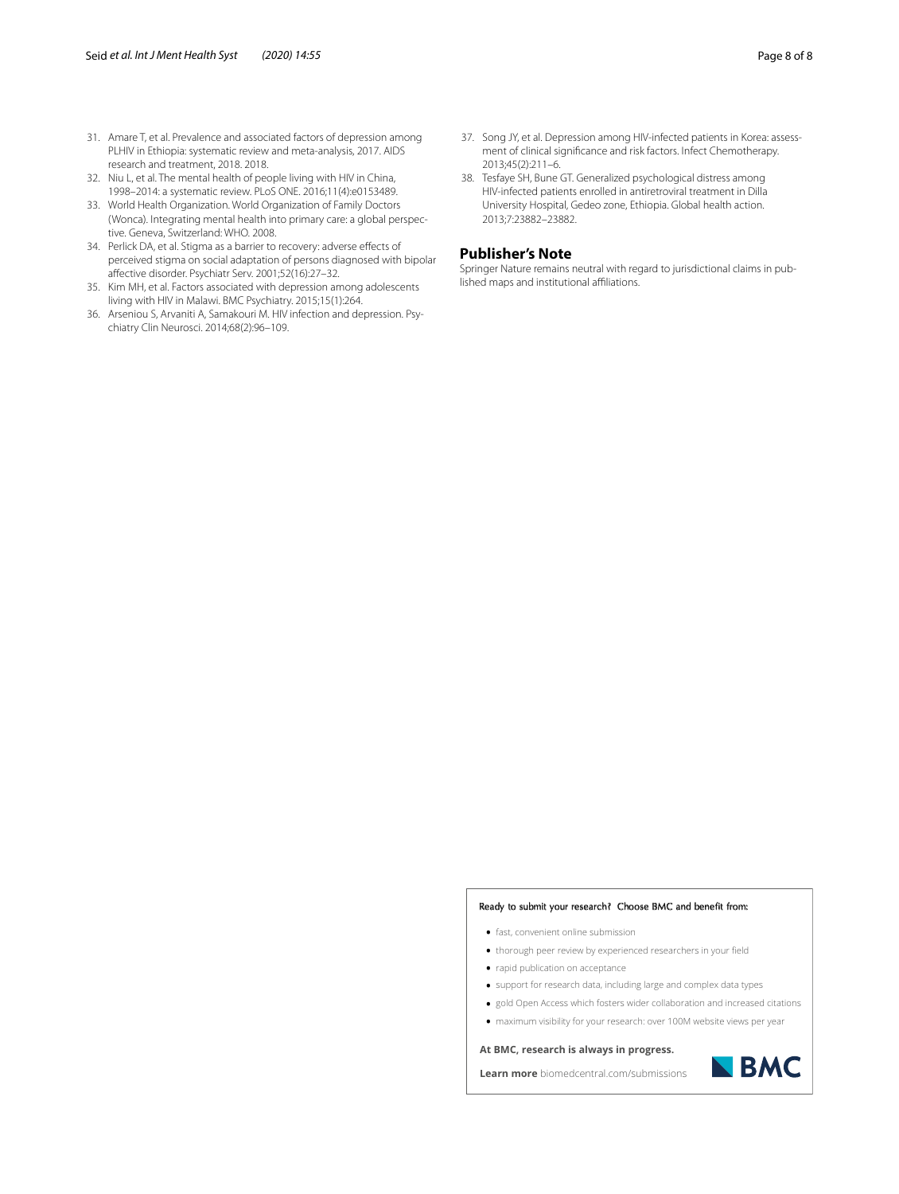31. Amare T, et al. Prevalence and associated factors of depression among PLHIV in Ethiopia: systematic review and meta-analysis, 2017. AIDS research and treatment, 2018. 2018.
32. Niu L, et al. The mental health of people living with HIV in China, 1998–2014: a systematic review. PLoS ONE. 2016;11(4):e0153489.
33. World Health Organization. World Organization of Family Doctors (Wonca). Integrating mental health into primary care: a global perspective. Geneva, Switzerland: WHO. 2008.
34. Perlick DA, et al. Stigma as a barrier to recovery: adverse effects of perceived stigma on social adaptation of persons diagnosed with bipolar affective disorder. Psychiatr Serv. 2001;52(16):27–32.
35. Kim MH, et al. Factors associated with depression among adolescents living with HIV in Malawi. BMC Psychiatry. 2015;15(1):264.
36. Arseniou S, Arvaniti A, Samakouri M. HIV infection and depression. Psychiatry Clin Neurosci. 2014;68(2):96–109.
37. Song JY, et al. Depression among HIV-infected patients in Korea: assessment of clinical significance and risk factors. Infect Chemotherapy. 2013;45(2):211–6.
38. Tesfaye SH, Bune GT. Generalized psychological distress among HIV-infected patients enrolled in antiretroviral treatment in Dilla University Hospital, Gedeo zone, Ethiopia. Global health action. 2013;7:23882–23882.

## Publisher's Note

Springer Nature remains neutral with regard to jurisdictional claims in published maps and institutional affiliations.

Ready to submit your research? Choose BMC and benefit from:

- fast, convenient online submission
- thorough peer review by experienced researchers in your field
- rapid publication on acceptance
- support for research data, including large and complex data types
- gold Open Access which fosters wider collaboration and increased citations
- maximum visibility for your research: over 100M website views per year

**At BMC, research is always in progress.**

**Learn more** biomedcentral.com/submissions

BMC